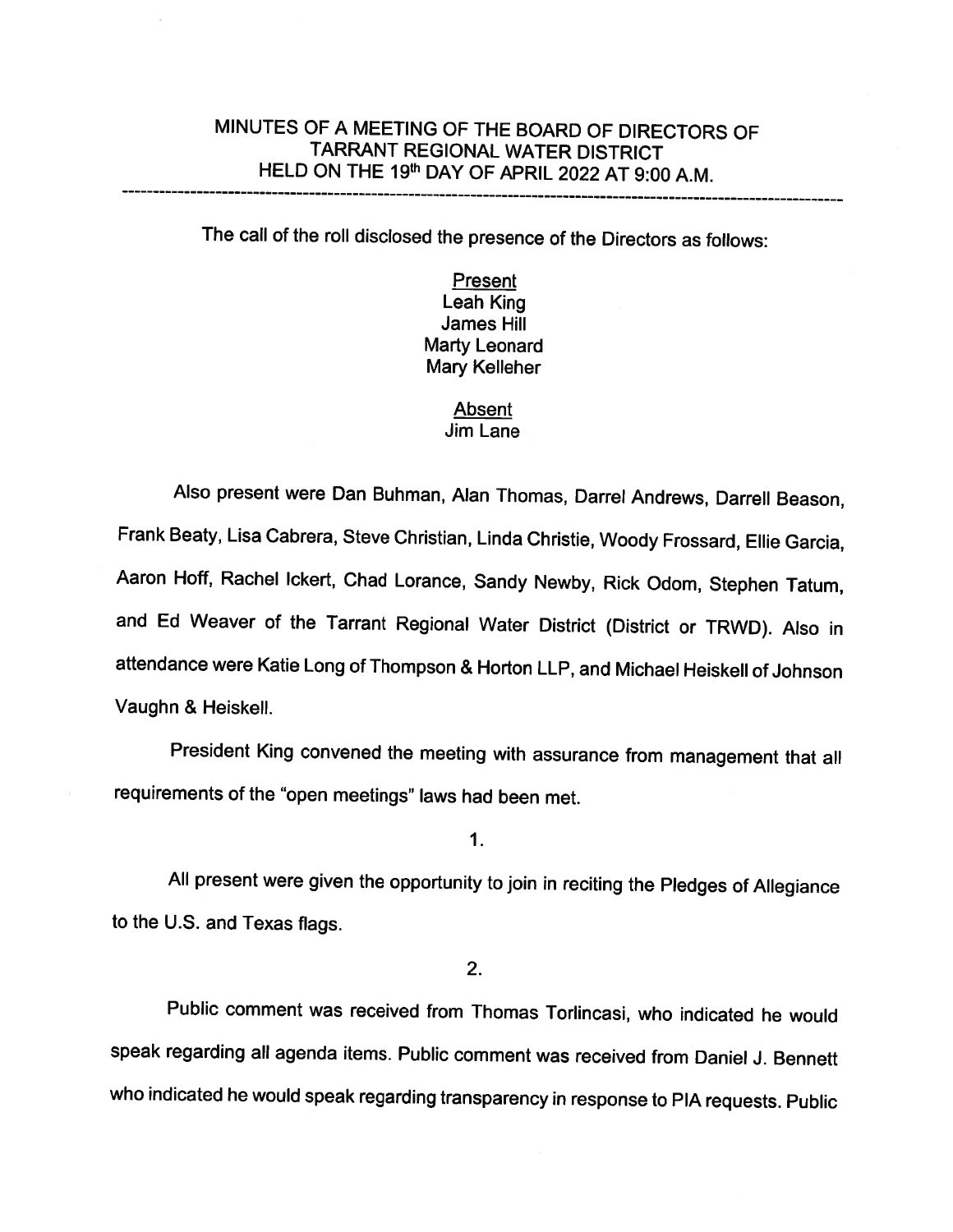# MINUTES OF A MEETING OF THE BOARD OF DIRECTORS OF TARRANT REGIONAL WATER DISTRICT HELD ON THE 19th DAY OF APRIL 2022 AT 9:00 A.M.

---

The call of the roll disclosed the presence of the Directors as follows:

**Present**
Leah King
James Hill
Marty Leonard
Mary Kelleher

**Absent**
Jim Lane

Also present were Dan Buhman, Alan Thomas, Darrel Andrews, Darrell Beason, Frank Beaty, Lisa Cabrera, Steve Christian, Linda Christie, Woody Frossard, Ellie Garcia, Aaron Hoff, Rachel Ickert, Chad Lorance, Sandy Newby, Rick Odom, Stephen Tatum, and Ed Weaver of the Tarrant Regional Water District (District or TRWD). Also in attendance were Katie Long of Thompson & Horton LLP, and Michael Heiskell of Johnson Vaughn & Heiskell.

President King convened the meeting with assurance from management that all requirements of the "open meetings" laws had been met.

1.

All present were given the opportunity to join in reciting the Pledges of Allegiance to the U.S. and Texas flags.

2.

Public comment was received from Thomas Torlincasi, who indicated he would speak regarding all agenda items. Public comment was received from Daniel J. Bennett who indicated he would speak regarding transparency in response to PIA requests. Public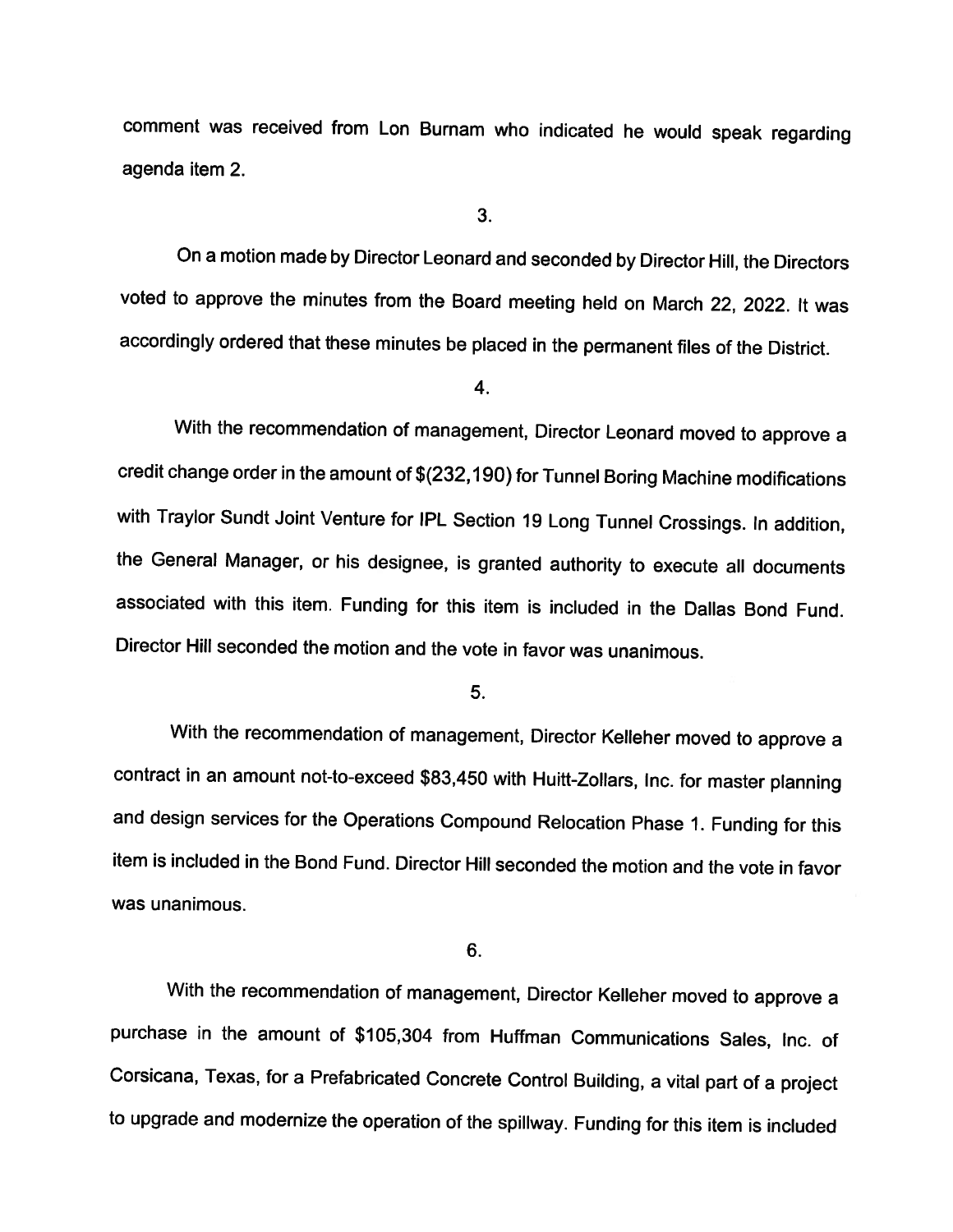comment was received from Lon Burnam who indicated he would speak regarding agenda item 2.

3.

On a motion made by Director Leonard and seconded by Director Hill, the Directors voted to approve the minutes from the Board meeting held on March 22, 2022. It was accordingly ordered that these minutes be placed in the permanent files of the District.

4.

With the recommendation of management, Director Leonard moved to approve a credit change order in the amount of $(232,190) for Tunnel Boring Machine modifications with Traylor Sundt Joint Venture for IPL Section 19 Long Tunnel Crossings. In addition, the General Manager, or his designee, is granted authority to execute all documents associated with this item. Funding for this item is included in the Dallas Bond Fund. Director Hill seconded the motion and the vote in favor was unanimous.

5.

With the recommendation of management, Director Kelleher moved to approve a contract in an amount not-to-exceed $83,450 with Huitt-Zollars, Inc. for master planning and design services for the Operations Compound Relocation Phase 1. Funding for this item is included in the Bond Fund. Director Hill seconded the motion and the vote in favor was unanimous.

6.

With the recommendation of management, Director Kelleher moved to approve a purchase in the amount of $105,304 from Huffman Communications Sales, Inc. of Corsicana, Texas, for a Prefabricated Concrete Control Building, a vital part of a project to upgrade and modernize the operation of the spillway. Funding for this item is included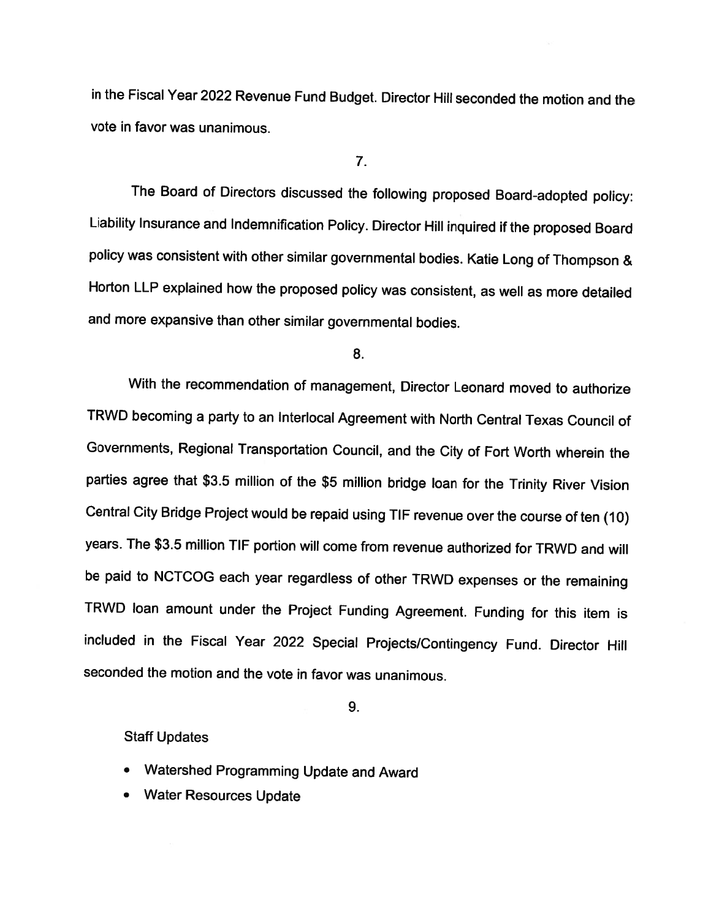in the Fiscal Year 2022 Revenue Fund Budget. Director Hill seconded the motion and the vote in favor was unanimous.

7.

The Board of Directors discussed the following proposed Board-adopted policy: Liability Insurance and Indemnification Policy. Director Hill inquired if the proposed Board policy was consistent with other similar governmental bodies. Katie Long of Thompson & Horton LLP explained how the proposed policy was consistent, as well as more detailed and more expansive than other similar governmental bodies.

8.

With the recommendation of management, Director Leonard moved to authorize TRWD becoming a party to an Interlocal Agreement with North Central Texas Council of Governments, Regional Transportation Council, and the City of Fort Worth wherein the parties agree that $3.5 million of the $5 million bridge loan for the Trinity River Vision Central City Bridge Project would be repaid using TIF revenue over the course of ten (10) years. The $3.5 million TIF portion will come from revenue authorized for TRWD and will be paid to NCTCOG each year regardless of other TRWD expenses or the remaining TRWD loan amount under the Project Funding Agreement. Funding for this item is included in the Fiscal Year 2022 Special Projects/Contingency Fund. Director Hill seconded the motion and the vote in favor was unanimous.

9.

Staff Updates

- Watershed Programming Update and Award
- Water Resources Update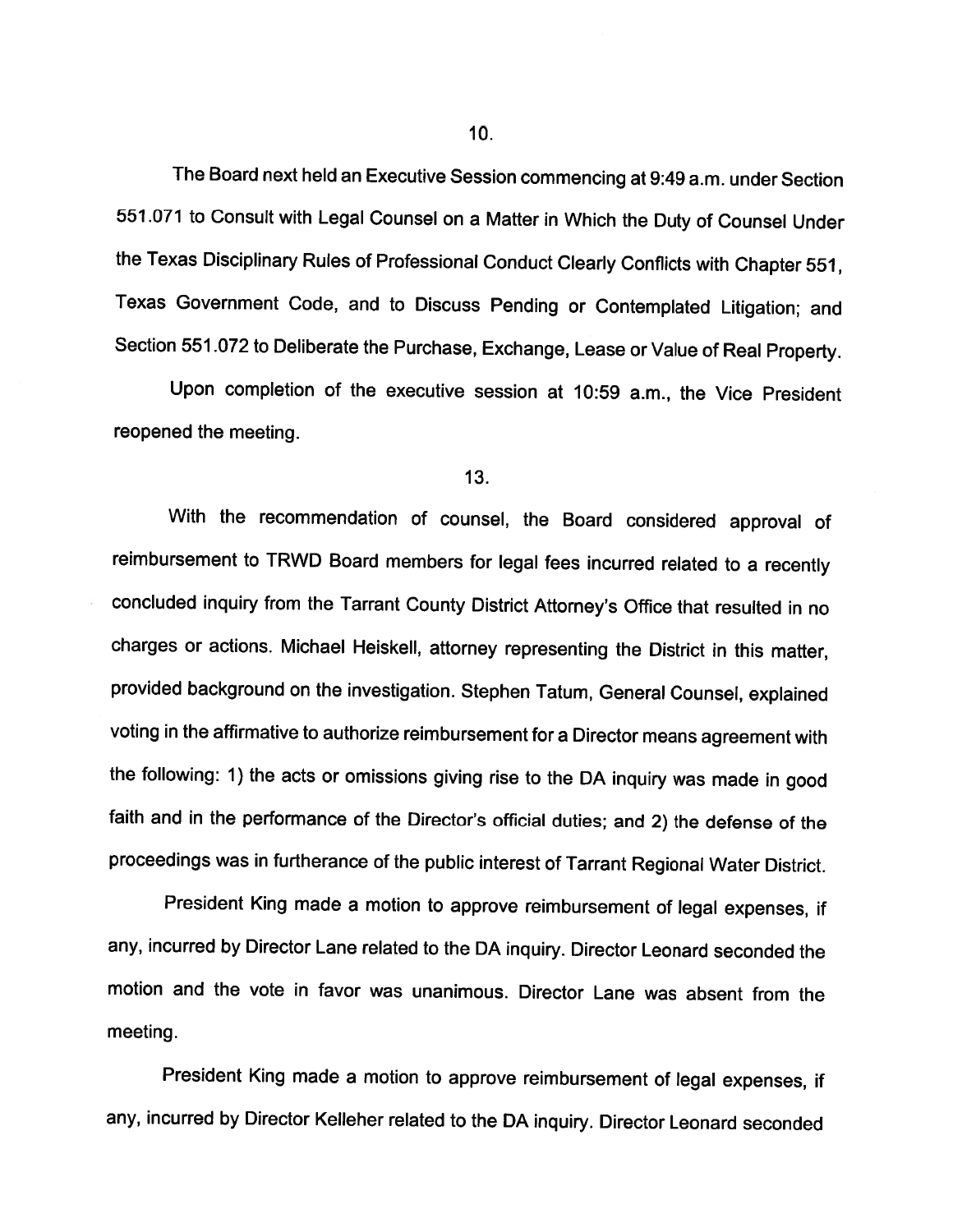10.

The Board next held an Executive Session commencing at 9:49 a.m. under Section 551.071 to Consult with Legal Counsel on a Matter in Which the Duty of Counsel Under the Texas Disciplinary Rules of Professional Conduct Clearly Conflicts with Chapter 551, Texas Government Code, and to Discuss Pending or Contemplated Litigation; and Section 551.072 to Deliberate the Purchase, Exchange, Lease or Value of Real Property.

Upon completion of the executive session at 10:59 a.m., the Vice President reopened the meeting.

13.

With the recommendation of counsel, the Board considered approval of reimbursement to TRWD Board members for legal fees incurred related to a recently concluded inquiry from the Tarrant County District Attorney's Office that resulted in no charges or actions. Michael Heiskell, attorney representing the District in this matter, provided background on the investigation. Stephen Tatum, General Counsel, explained voting in the affirmative to authorize reimbursement for a Director means agreement with the following: 1) the acts or omissions giving rise to the DA inquiry was made in good faith and in the performance of the Director's official duties; and 2) the defense of the proceedings was in furtherance of the public interest of Tarrant Regional Water District.

President King made a motion to approve reimbursement of legal expenses, if any, incurred by Director Lane related to the DA inquiry. Director Leonard seconded the motion and the vote in favor was unanimous. Director Lane was absent from the meeting.

President King made a motion to approve reimbursement of legal expenses, if any, incurred by Director Kelleher related to the DA inquiry. Director Leonard seconded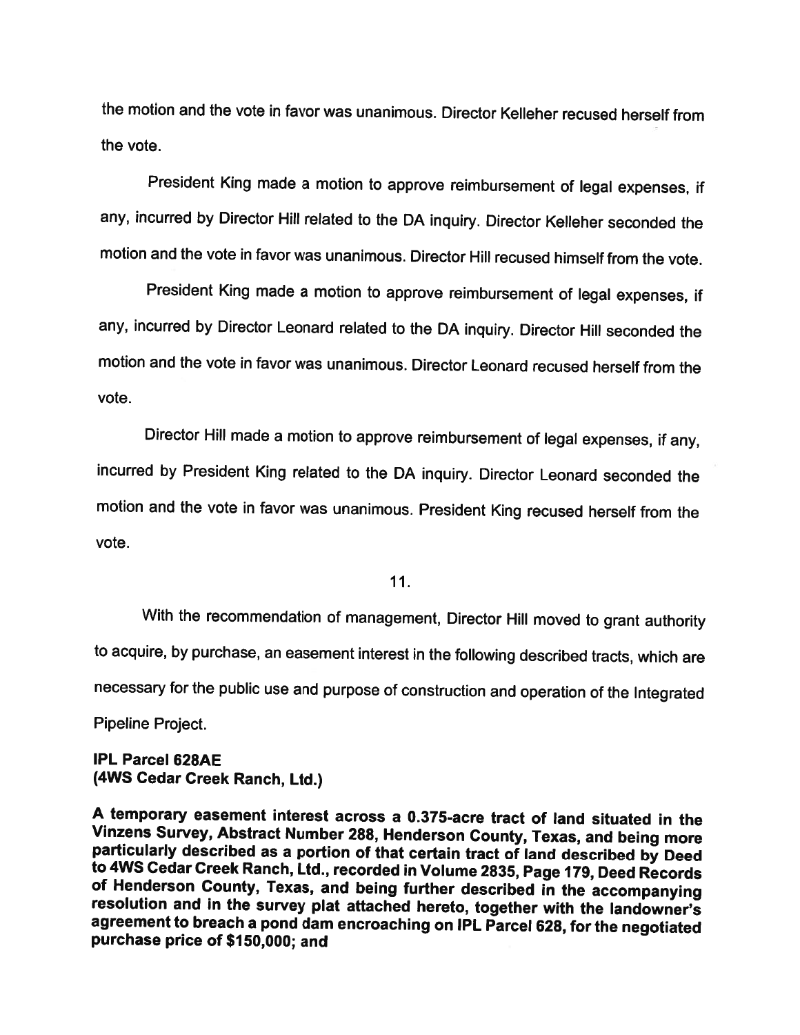the motion and the vote in favor was unanimous. Director Kelleher recused herself from the vote.

President King made a motion to approve reimbursement of legal expenses, if any, incurred by Director Hill related to the DA inquiry. Director Kelleher seconded the motion and the vote in favor was unanimous. Director Hill recused himself from the vote.

President King made a motion to approve reimbursement of legal expenses, if any, incurred by Director Leonard related to the DA inquiry. Director Hill seconded the motion and the vote in favor was unanimous. Director Leonard recused herself from the vote.

Director Hill made a motion to approve reimbursement of legal expenses, if any, incurred by President King related to the DA inquiry. Director Leonard seconded the motion and the vote in favor was unanimous. President King recused herself from the vote.

11.

With the recommendation of management, Director Hill moved to grant authority to acquire, by purchase, an easement interest in the following described tracts, which are necessary for the public use and purpose of construction and operation of the Integrated Pipeline Project.

**IPL Parcel 628AE**
**(4WS Cedar Creek Ranch, Ltd.)**

**A temporary easement interest across a 0.375-acre tract of land situated in the Vinzens Survey, Abstract Number 288, Henderson County, Texas, and being more particularly described as a portion of that certain tract of land described by Deed to 4WS Cedar Creek Ranch, Ltd., recorded in Volume 2835, Page 179, Deed Records of Henderson County, Texas, and being further described in the accompanying resolution and in the survey plat attached hereto, together with the landowner's agreement to breach a pond dam encroaching on IPL Parcel 628, for the negotiated purchase price of $150,000; and**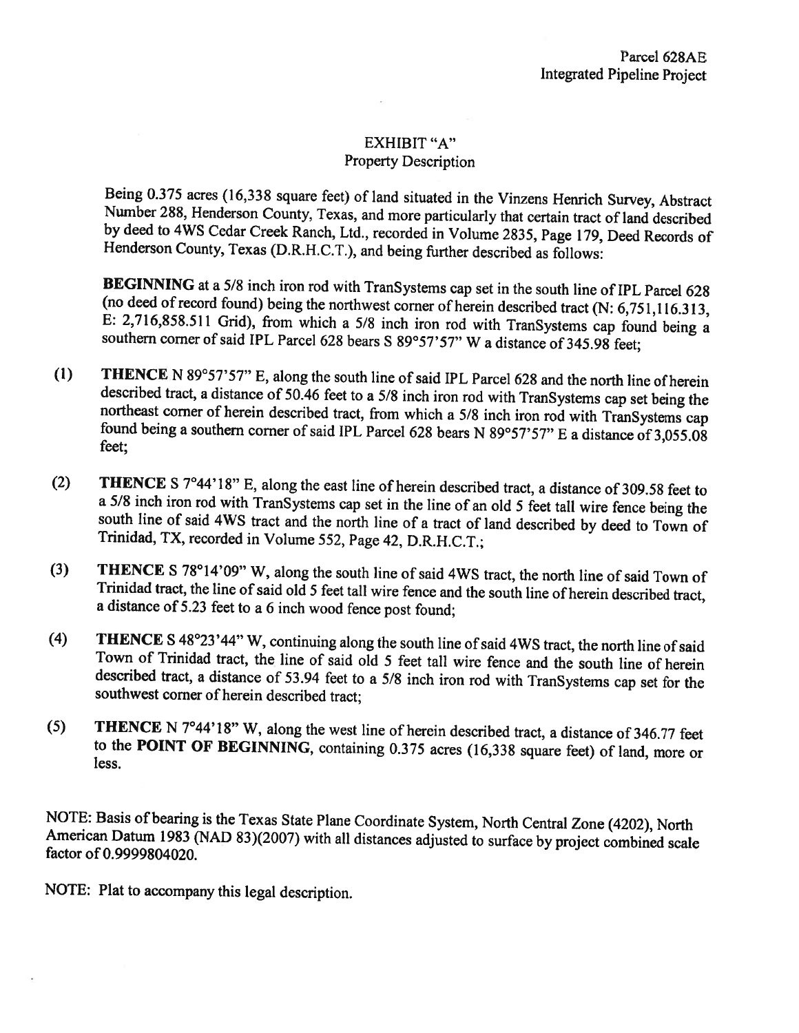Parcel 628AE
Integrated Pipeline Project

# EXHIBIT "A"
## Property Description

Being 0.375 acres (16,338 square feet) of land situated in the Vinzens Henrich Survey, Abstract Number 288, Henderson County, Texas, and more particularly that certain tract of land described by deed to 4WS Cedar Creek Ranch, Ltd., recorded in Volume 2835, Page 179, Deed Records of Henderson County, Texas (D.R.H.C.T.), and being further described as follows:

**BEGINNING** at a 5/8 inch iron rod with TranSystems cap set in the south line of IPL Parcel 628 (no deed of record found) being the northwest corner of herein described tract (N: 6,751,116.313, E: 2,716,858.511 Grid), from which a 5/8 inch iron rod with TranSystems cap found being a southern corner of said IPL Parcel 628 bears S 89°57'57" W a distance of 345.98 feet;

(1) **THENCE** N 89°57'57" E, along the south line of said IPL Parcel 628 and the north line of herein described tract, a distance of 50.46 feet to a 5/8 inch iron rod with TranSystems cap set being the northeast corner of herein described tract, from which a 5/8 inch iron rod with TranSystems cap found being a southern corner of said IPL Parcel 628 bears N 89°57'57" E a distance of 3,055.08 feet;

(2) **THENCE** S 7°44'18" E, along the east line of herein described tract, a distance of 309.58 feet to a 5/8 inch iron rod with TranSystems cap set in the line of an old 5 feet tall wire fence being the south line of said 4WS tract and the north line of a tract of land described by deed to Town of Trinidad, TX, recorded in Volume 552, Page 42, D.R.H.C.T.;

(3) **THENCE** S 78°14'09" W, along the south line of said 4WS tract, the north line of said Town of Trinidad tract, the line of said old 5 feet tall wire fence and the south line of herein described tract, a distance of 5.23 feet to a 6 inch wood fence post found;

(4) **THENCE** S 48°23'44" W, continuing along the south line of said 4WS tract, the north line of said Town of Trinidad tract, the line of said old 5 feet tall wire fence and the south line of herein described tract, a distance of 53.94 feet to a 5/8 inch iron rod with TranSystems cap set for the southwest corner of herein described tract;

(5) **THENCE** N 7°44'18" W, along the west line of herein described tract, a distance of 346.77 feet to the **POINT OF BEGINNING**, containing 0.375 acres (16,338 square feet) of land, more or less.

NOTE: Basis of bearing is the Texas State Plane Coordinate System, North Central Zone (4202), North American Datum 1983 (NAD 83)(2007) with all distances adjusted to surface by project combined scale factor of 0.9999804020.

NOTE: Plat to accompany this legal description.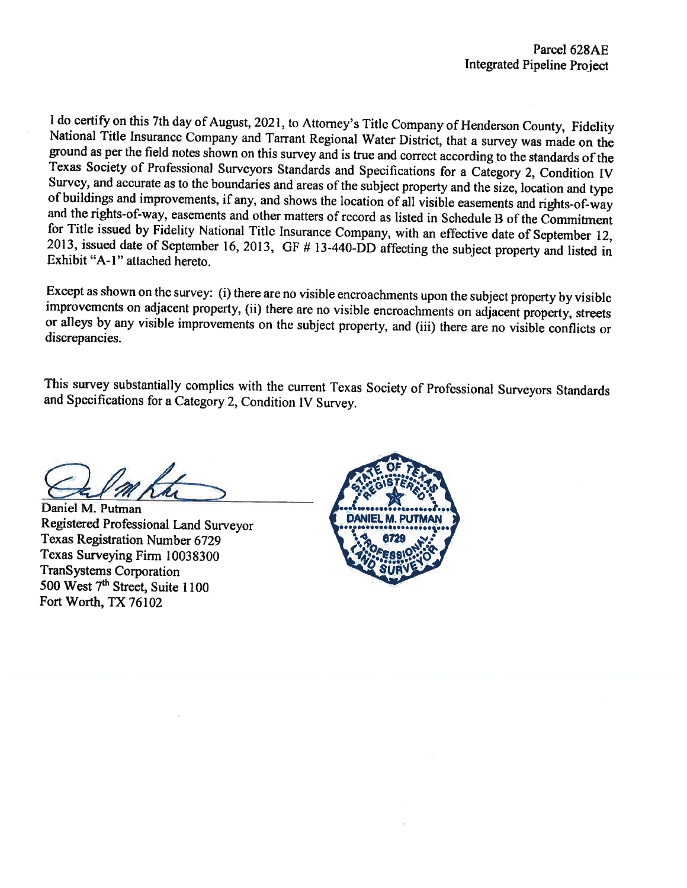Parcel 628AE
Integrated Pipeline Project

I do certify on this 7th day of August, 2021, to Attorney's Title Company of Henderson County, Fidelity National Title Insurance Company and Tarrant Regional Water District, that a survey was made on the ground as per the field notes shown on this survey and is true and correct according to the standards of the Texas Society of Professional Surveyors Standards and Specifications for a Category 2, Condition IV Survey, and accurate as to the boundaries and areas of the subject property and the size, location and type of buildings and improvements, if any, and shows the location of all visible easements and rights-of-way and the rights-of-way, easements and other matters of record as listed in Schedule B of the Commitment for Title issued by Fidelity National Title Insurance Company, with an effective date of September 12, 2013, issued date of September 16, 2013, GF # 13-440-DD affecting the subject property and listed in Exhibit "A-1" attached hereto.

Except as shown on the survey: (i) there are no visible encroachments upon the subject property by visible improvements on adjacent property, (ii) there are no visible encroachments on adjacent property, streets or alleys by any visible improvements on the subject property, and (iii) there are no visible conflicts or discrepancies.

This survey substantially complies with the current Texas Society of Professional Surveyors Standards and Specifications for a Category 2, Condition IV Survey.

Daniel M. Putman
Registered Professional Land Surveyor
Texas Registration Number 6729
Texas Surveying Firm 10038300
TranSystems Corporation
500 West 7th Street, Suite 1100
Fort Worth, TX 76102

STATE OF TEXAS
REGISTERED
DANIEL M. PUTMAN
6729
PROFESSIONAL LAND SURVEYOR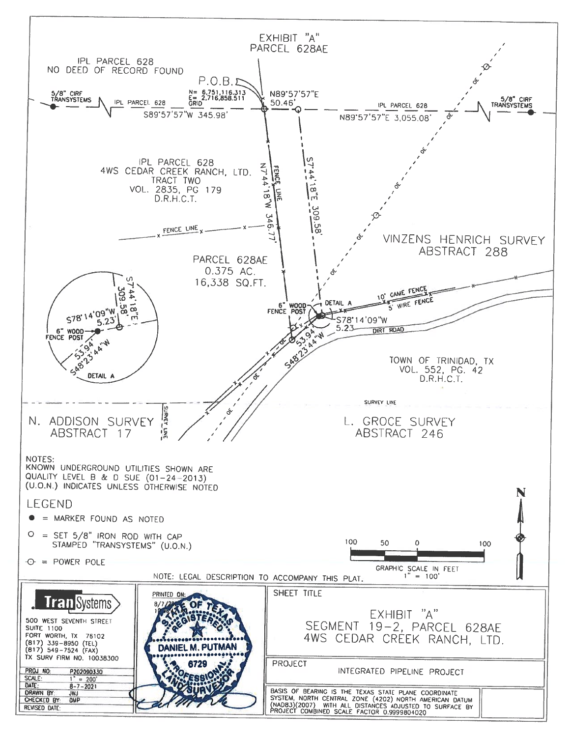# EXHIBIT "A"
## PARCEL 628AE

IPL PARCEL 628
NO DEED OF RECORD FOUND

P.O.B.

N= 6,751,116.313
E= 2,716,858.511
GRID

5/8" CIRF
TRANSYSTEMS

IPL PARCEL 628

S89°57'57"W 345.98'

N89°57'57"E
50.46'

IPL PARCEL 628

N89°57'57"E 3,055.08'

5/8" CIRF
TRANSYSTEMS

IPL PARCEL 628
4WS CEDAR CREEK RANCH, LTD.
TRACT TWO
VOL. 2835, PG 179
D.R.H.C.T.

FENCE LINE

N7°44'18"W 346.77'

S7°44'18"E 309.58'

FENCE LINE

VINZENS HENRICH SURVEY
ABSTRACT 288

PARCEL 628AE
0.375 AC.
16,338 SQ.FT.

S7°44'18"E
309.58'

S78°14'09"W
5.23'

6" WOOD
FENCE POST

53.94'
S48°23'44"W

DETAIL A

6" WOOD
FENCE POST

DETAIL A

10' GAME FENCE

5' WIRE FENCE

S78°14'09"W
5.23'

53.94'
S48°23'44"W

DIRT ROAD

TOWN OF TRINIDAD, TX
VOL. 552, PG. 42
D.R.H.C.T.

SURVEY LINE

SURVEY LINE

N. ADDISON SURVEY
ABSTRACT 17

L. GROCE SURVEY
ABSTRACT 246

NOTES:
KNOWN UNDERGROUND UTILITIES SHOWN ARE
QUALITY LEVEL B & D SUE (01-24-2013)
(U.O.N.) INDICATES UNLESS OTHERWISE NOTED

LEGEND

- ● = MARKER FOUND AS NOTED
- ○ = SET 5/8" IRON ROD WITH CAP STAMPED "TRANSYSTEMS" (U.O.N.)
- -⊙- = POWER POLE

GRAPHIC SCALE IN FEET
1" = 100'

100 50 0 100

N

NOTE: LEGAL DESCRIPTION TO ACCOMPANY THIS PLAT.

**TranSystems**
500 WEST SEVENTH STREET
SUITE 1100
FORT WORTH, TX 76102
(817) 339-8950 (TEL)
(817) 549-7524 (FAX)
TX SURV FIRM NO. 10038300

| | |
|---|---|
| PROJ NO: | P202090330 |
| SCALE: | 1" = 200' |
| DATE: | 8-7-2021 |
| DRAWN BY: | JWJ |
| CHECKED BY: | DMP |
| REVISED DATE: | |

PRINTED ON:
8/7/20

STATE OF TEXAS
REGISTERED
DANIEL M. PUTMAN
6729
PROFESSIONAL
LAND SURVEYOR

SHEET TITLE

EXHIBIT "A"
SEGMENT 19-2, PARCEL 628AE
4WS CEDAR CREEK RANCH, LTD.

PROJECT

INTEGRATED PIPELINE PROJECT

BASIS OF BEARING IS THE TEXAS STATE PLANE COORDINATE SYSTEM, NORTH CENTRAL ZONE (4202) NORTH AMERICAN DATUM (NAD83)(2007) WITH ALL DISTANCES ADJUSTED TO SURFACE BY PROJECT COMBINED SCALE FACTOR 0.9999804020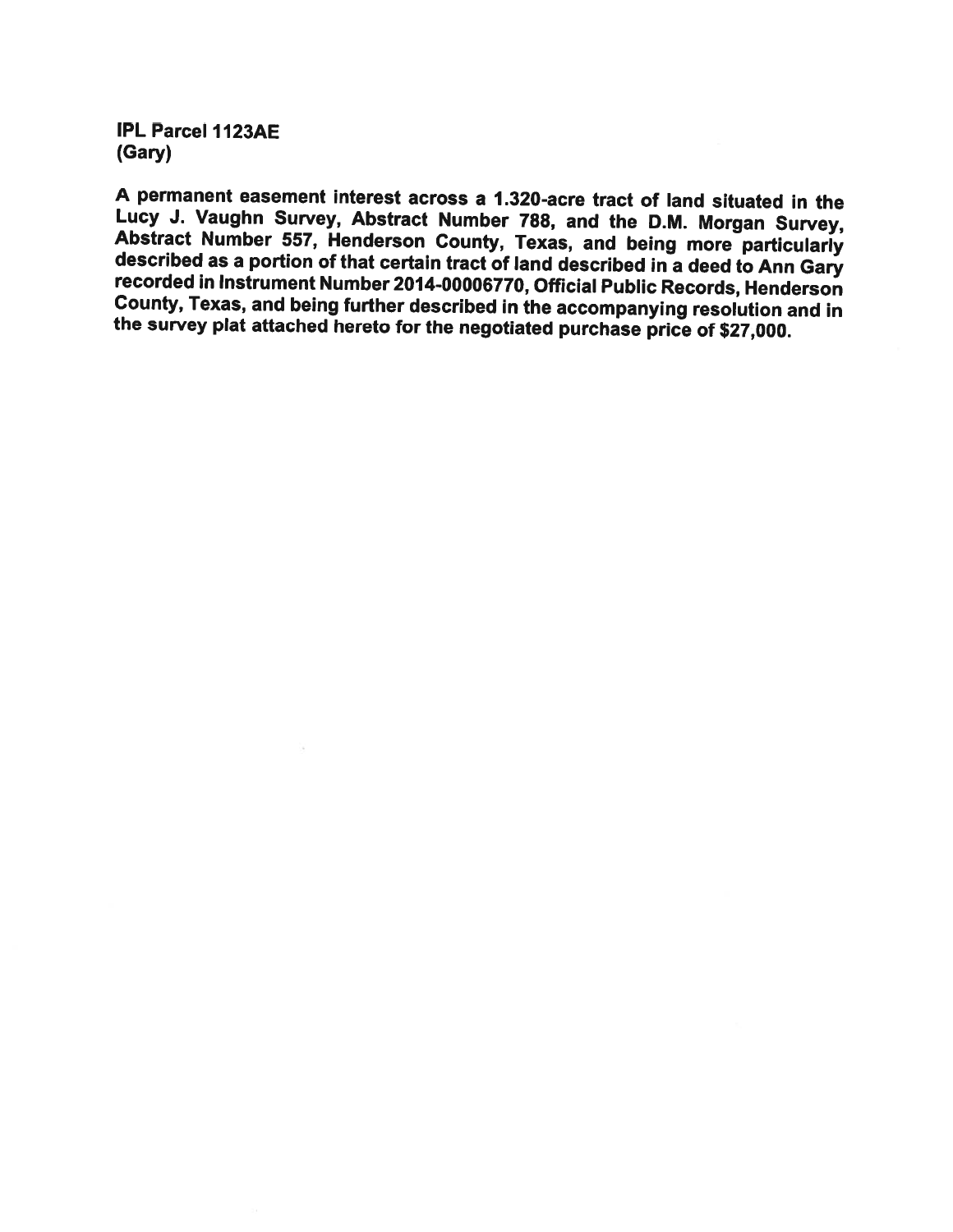**IPL Parcel 1123AE**
**(Gary)**

**A permanent easement interest across a 1.320-acre tract of land situated in the Lucy J. Vaughn Survey, Abstract Number 788, and the D.M. Morgan Survey, Abstract Number 557, Henderson County, Texas, and being more particularly described as a portion of that certain tract of land described in a deed to Ann Gary recorded in Instrument Number 2014-00006770, Official Public Records, Henderson County, Texas, and being further described in the accompanying resolution and in the survey plat attached hereto for the negotiated purchase price of $27,000.**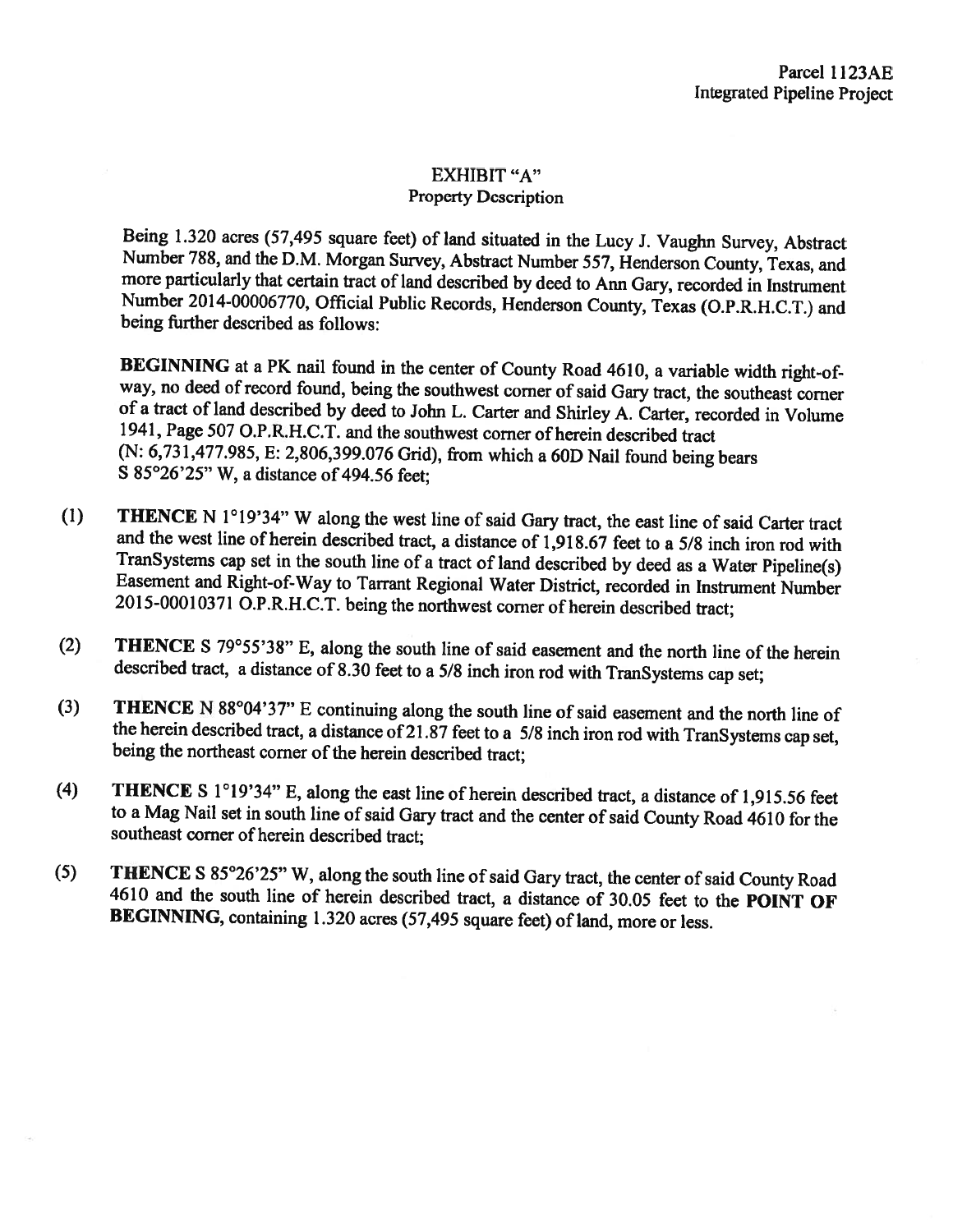Parcel 1123AE
Integrated Pipeline Project

## EXHIBIT "A"
### Property Description

Being 1.320 acres (57,495 square feet) of land situated in the Lucy J. Vaughn Survey, Abstract Number 788, and the D.M. Morgan Survey, Abstract Number 557, Henderson County, Texas, and more particularly that certain tract of land described by deed to Ann Gary, recorded in Instrument Number 2014-00006770, Official Public Records, Henderson County, Texas (O.P.R.H.C.T.) and being further described as follows:

**BEGINNING** at a PK nail found in the center of County Road 4610, a variable width right-of-way, no deed of record found, being the southwest corner of said Gary tract, the southeast corner of a tract of land described by deed to John L. Carter and Shirley A. Carter, recorded in Volume 1941, Page 507 O.P.R.H.C.T. and the southwest corner of herein described tract (N: 6,731,477.985, E: 2,806,399.076 Grid), from which a 60D Nail found being bears S 85°26'25" W, a distance of 494.56 feet;

(1) **THENCE** N 1°19'34" W along the west line of said Gary tract, the east line of said Carter tract and the west line of herein described tract, a distance of 1,918.67 feet to a 5/8 inch iron rod with TranSystems cap set in the south line of a tract of land described by deed as a Water Pipeline(s) Easement and Right-of-Way to Tarrant Regional Water District, recorded in Instrument Number 2015-00010371 O.P.R.H.C.T. being the northwest corner of herein described tract;

(2) **THENCE** S 79°55'38" E, along the south line of said easement and the north line of the herein described tract, a distance of 8.30 feet to a 5/8 inch iron rod with TranSystems cap set;

(3) **THENCE** N 88°04'37" E continuing along the south line of said easement and the north line of the herein described tract, a distance of 21.87 feet to a 5/8 inch iron rod with TranSystems cap set, being the northeast corner of the herein described tract;

(4) **THENCE** S 1°19'34" E, along the east line of herein described tract, a distance of 1,915.56 feet to a Mag Nail set in south line of said Gary tract and the center of said County Road 4610 for the southeast corner of herein described tract;

(5) **THENCE** S 85°26'25" W, along the south line of said Gary tract, the center of said County Road 4610 and the south line of herein described tract, a distance of 30.05 feet to the **POINT OF BEGINNING**, containing 1.320 acres (57,495 square feet) of land, more or less.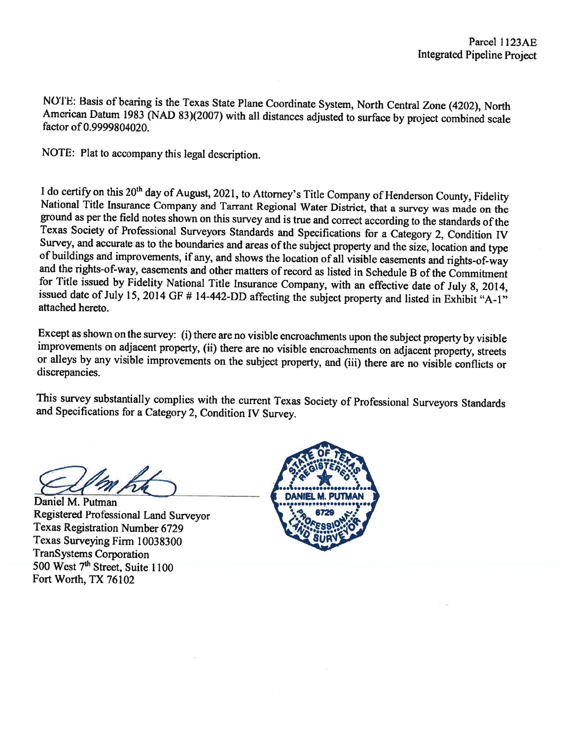Parcel 1123AE
Integrated Pipeline Project

NOTE: Basis of bearing is the Texas State Plane Coordinate System, North Central Zone (4202), North American Datum 1983 (NAD 83)(2007) with all distances adjusted to surface by project combined scale factor of 0.9999804020.

NOTE: Plat to accompany this legal description.

I do certify on this 20th day of August, 2021, to Attorney's Title Company of Henderson County, Fidelity National Title Insurance Company and Tarrant Regional Water District, that a survey was made on the ground as per the field notes shown on this survey and is true and correct according to the standards of the Texas Society of Professional Surveyors Standards and Specifications for a Category 2, Condition IV Survey, and accurate as to the boundaries and areas of the subject property and the size, location and type of buildings and improvements, if any, and shows the location of all visible easements and rights-of-way and the rights-of-way, easements and other matters of record as listed in Schedule B of the Commitment for Title issued by Fidelity National Title Insurance Company, with an effective date of July 8, 2014, issued date of July 15, 2014 GF # 14-442-DD affecting the subject property and listed in Exhibit "A-1" attached hereto.

Except as shown on the survey: (i) there are no visible encroachments upon the subject property by visible improvements on adjacent property, (ii) there are no visible encroachments on adjacent property, streets or alleys by any visible improvements on the subject property, and (iii) there are no visible conflicts or discrepancies.

This survey substantially complies with the current Texas Society of Professional Surveyors Standards and Specifications for a Category 2, Condition IV Survey.

Daniel M. Putman
Registered Professional Land Surveyor
Texas Registration Number 6729
Texas Surveying Firm 10038300
TranSystems Corporation
500 West 7th Street, Suite 1100
Fort Worth, TX 76102

STATE OF TEXAS
REGISTERED
DANIEL M. PUTMAN
6729
PROFESSIONAL LAND SURVEYOR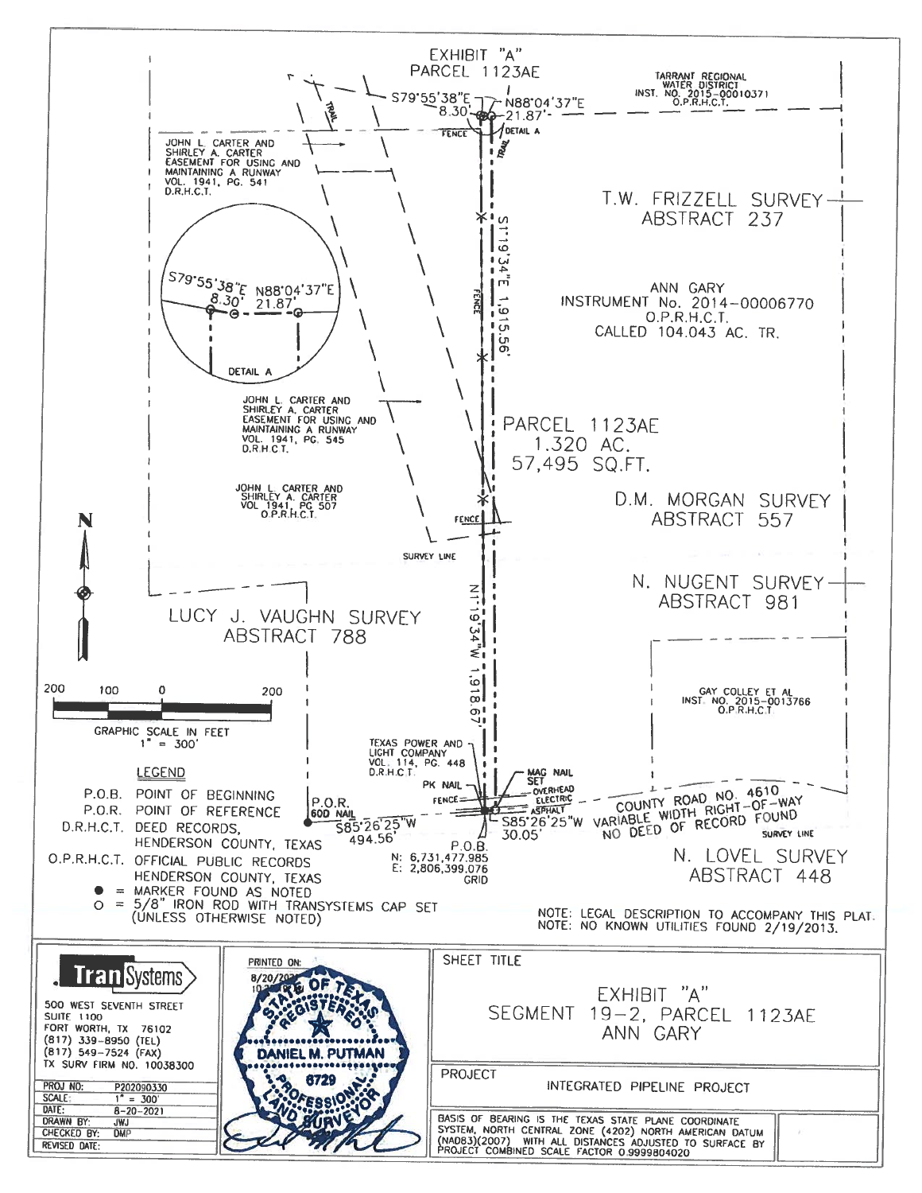# EXHIBIT "A"
## PARCEL 1123AE

TARRANT REGIONAL WATER DISTRICT
INST. NO. 2015-00010371
O.P.R.H.C.T.

S79°55'38"E
8.30'

N88°04'37"E
21.87'

DETAIL A

FENCE

TRAIL

JOHN L. CARTER AND SHIRLEY A. CARTER
EASEMENT FOR USING AND MAINTAINING A RUNWAY
VOL. 1941, PG. 541
D.R.H.C.T.

T.W. FRIZZELL SURVEY
ABSTRACT 237

S1°19'34"E 1,915.56'

ANN GARY
INSTRUMENT No. 2014-00006770
O.P.R.H.C.T.
CALLED 104.043 AC. TR.

DETAIL A: S79°55'38"E 8.30' N88°04'37"E 21.87'

JOHN L. CARTER AND SHIRLEY A. CARTER
EASEMENT FOR USING AND MAINTAINING A RUNWAY
VOL. 1941, PG. 545
D.R.H.C.T.

PARCEL 1123AE
1.320 AC.
57,495 SQ.FT.

JOHN L. CARTER AND SHIRLEY A. CARTER
VOL 1941, PG 507
O.P.R.H.C.T.

D.M. MORGAN SURVEY
ABSTRACT 557

SURVEY LINE

N. NUGENT SURVEY
ABSTRACT 981

LUCY J. VAUGHN SURVEY
ABSTRACT 788

N1°19'34"W 1,918.67'

GRAPHIC SCALE IN FEET
1" = 300'

GAY COLLEY ET AL
INST. NO. 2015-0013766
O.P.R.H.C.T.

TEXAS POWER AND LIGHT COMPANY
VOL. 114, PG. 448
D.R.H.C.T.

MAG NAIL SET

PK NAIL

OVERHEAD ELECTRIC

ASPHALT

COUNTY ROAD NO. 4610
VARIABLE WIDTH RIGHT-OF-WAY
NO DEED OF RECORD FOUND

SURVEY LINE

P.O.R.
60D NAIL

S85°26'25"W
494.56'

S85°26'25"W
30.05'

P.O.B.
N: 6,731,477.985
E: 2,806,399.076
GRID

N. LOVEL SURVEY
ABSTRACT 448

### LEGEND

- P.O.B. POINT OF BEGINNING
- P.O.R. POINT OF REFERENCE
- D.R.H.C.T. DEED RECORDS, HENDERSON COUNTY, TEXAS
- O.P.R.H.C.T. OFFICIAL PUBLIC RECORDS HENDERSON COUNTY, TEXAS
- ● = MARKER FOUND AS NOTED
- ○ = 5/8" IRON ROD WITH TRANSYSTEMS CAP SET (UNLESS OTHERWISE NOTED)

NOTE: LEGAL DESCRIPTION TO ACCOMPANY THIS PLAT.
NOTE: NO KNOWN UTILITIES FOUND 2/19/2013.

TranSystems
500 WEST SEVENTH STREET
SUITE 1100
FORT WORTH, TX 76102
(817) 339-8950 (TEL)
(817) 549-7524 (FAX)
TX SURV FIRM NO. 10038300

| | |
|---|---|
| PROJ NO: | P202090330 |
| SCALE: | 1" = 300' |
| DATE: | 8-20-2021 |
| DRAWN BY: | JWJ |
| CHECKED BY: | DMP |
| REVISED DATE: | |

PRINTED ON: 8/20/2021

STATE OF TEXAS
REGISTERED
DANIEL M. PUTMAN
6729
PROFESSIONAL LAND SURVEYOR

SHEET TITLE

EXHIBIT "A"
SEGMENT 19-2, PARCEL 1123AE
ANN GARY

PROJECT

INTEGRATED PIPELINE PROJECT

BASIS OF BEARING IS THE TEXAS STATE PLANE COORDINATE SYSTEM, NORTH CENTRAL ZONE (4202) NORTH AMERICAN DATUM (NAD83)(2007) WITH ALL DISTANCES ADJUSTED TO SURFACE BY PROJECT COMBINED SCALE FACTOR 0.9999804020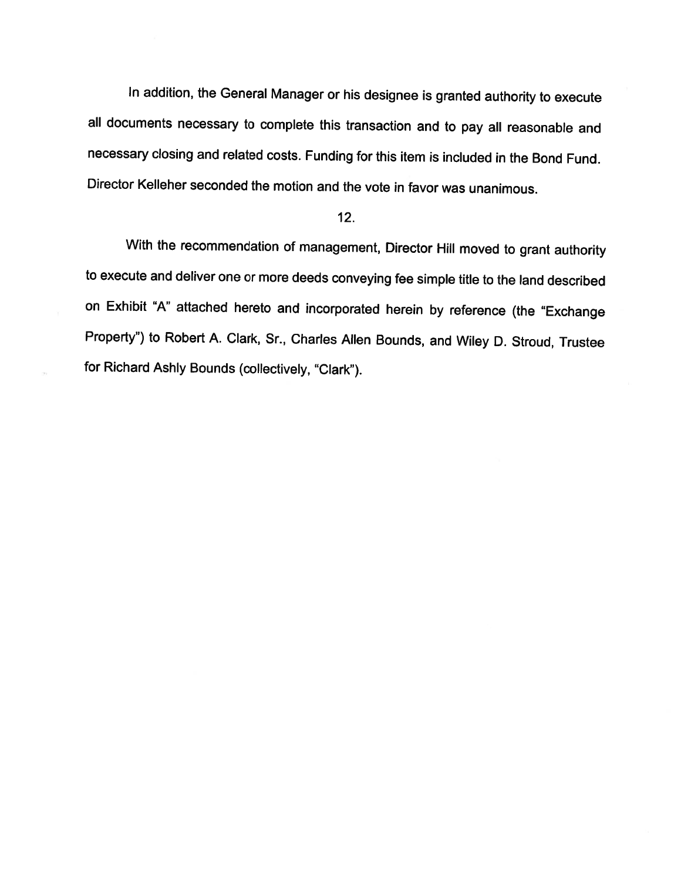In addition, the General Manager or his designee is granted authority to execute all documents necessary to complete this transaction and to pay all reasonable and necessary closing and related costs. Funding for this item is included in the Bond Fund. Director Kelleher seconded the motion and the vote in favor was unanimous.

12.

With the recommendation of management, Director Hill moved to grant authority to execute and deliver one or more deeds conveying fee simple title to the land described on Exhibit "A" attached hereto and incorporated herein by reference (the "Exchange Property") to Robert A. Clark, Sr., Charles Allen Bounds, and Wiley D. Stroud, Trustee for Richard Ashly Bounds (collectively, "Clark").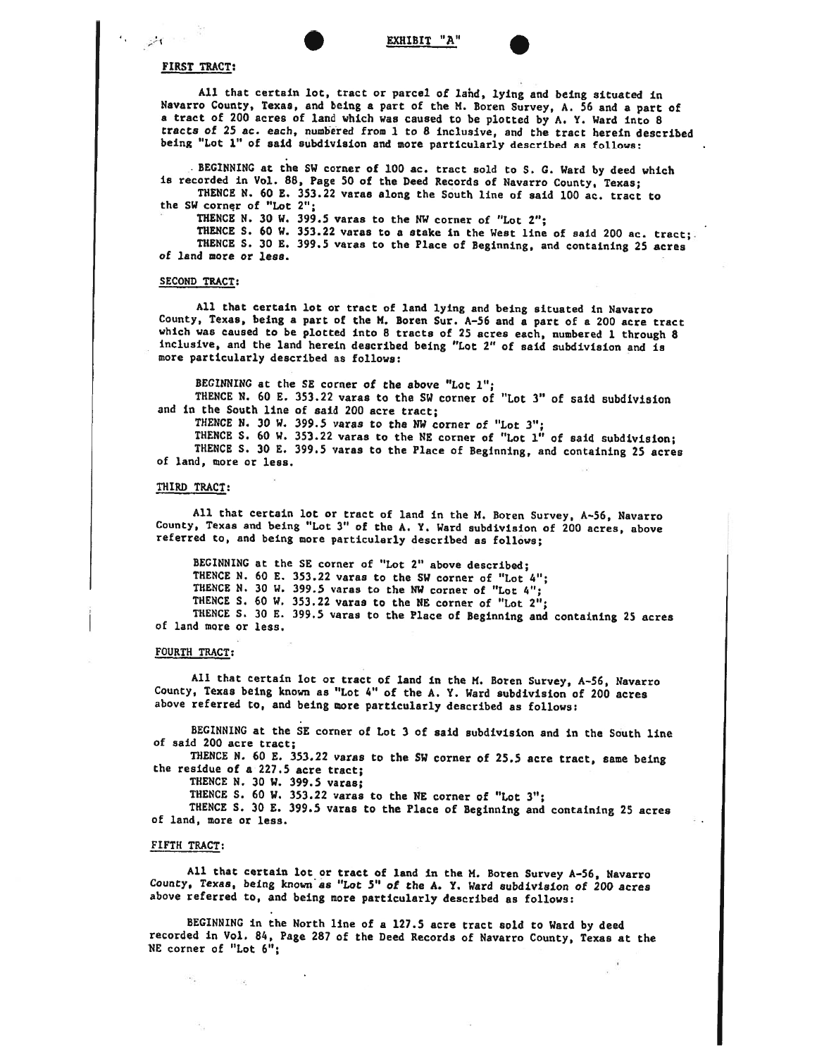# EXHIBIT "A"

**FIRST TRACT:**

All that certain lot, tract or parcel of land, lying and being situated in Navarro County, Texas, and being a part of the M. Boren Survey, A. 56 and a part of a tract of 200 acres of land which was caused to be plotted by A. Y. Ward into 8 tracts of 25 ac. each, numbered from 1 to 8 inclusive, and the tract herein described being "Lot 1" of said subdivision and more particularly described as follows:

BEGINNING at the SW corner of 100 ac. tract sold to S. G. Ward by deed which is recorded in Vol. 88, Page 50 of the Deed Records of Navarro County, Texas;

THENCE N. 60 E. 353.22 varas along the South line of said 100 ac. tract to the SW corner of "Lot 2";

THENCE N. 30 W. 399.5 varas to the NW corner of "Lot 2";

THENCE S. 60 W. 353.22 varas to a stake in the West line of said 200 ac. tract;

THENCE S. 30 E. 399.5 varas to the Place of Beginning, and containing 25 acres of land more or less.

**SECOND TRACT:**

All that certain lot or tract of land lying and being situated in Navarro County, Texas, being a part of the M. Boren Sur. A-56 and a part of a 200 acre tract which was caused to be plotted into 8 tracts of 25 acres each, numbered 1 through 8 inclusive, and the land herein described being "Lot 2" of said subdivision and is more particularly described as follows:

BEGINNING at the SE corner of the above "Lot 1";

THENCE N. 60 E. 353.22 varas to the SW corner of "Lot 3" of said subdivision and in the South line of said 200 acre tract;

THENCE N. 30 W. 399.5 varas to the NW corner of "Lot 3";

THENCE S. 60 W. 353.22 varas to the NE corner of "Lot 1" of said subdivision;

THENCE S. 30 E. 399.5 varas to the Place of Beginning, and containing 25 acres of land, more or less.

**THIRD TRACT:**

All that certain lot or tract of land in the M. Boren Survey, A-56, Navarro County, Texas and being "Lot 3" of the A. Y. Ward subdivision of 200 acres, above referred to, and being more particularly described as follows;

BEGINNING at the SE corner of "Lot 2" above described;

THENCE N. 60 E. 353.22 varas to the SW corner of "Lot 4";

THENCE N. 30 W. 399.5 varas to the NW corner of "Lot 4";

THENCE S. 60 W. 353.22 varas to the NE corner of "Lot 2";

THENCE S. 30 E. 399.5 varas to the Place of Beginning and containing 25 acres of land more or less.

**FOURTH TRACT:**

All that certain lot or tract of land in the M. Boren Survey, A-56, Navarro County, Texas being known as "Lot 4" of the A. Y. Ward subdivision of 200 acres above referred to, and being more particularly described as follows:

BEGINNING at the SE corner of Lot 3 of said subdivision and in the South line of said 200 acre tract;

THENCE N. 60 E. 353.22 varas to the SW corner of 25.5 acre tract, same being the residue of a 227.5 acre tract;

THENCE N. 30 W. 399.5 varas;

THENCE S. 60 W. 353.22 varas to the NE corner of "Lot 3";

THENCE S. 30 E. 399.5 varas to the Place of Beginning and containing 25 acres of land, more or less.

**FIFTH TRACT:**

All that certain lot or tract of land in the M. Boren Survey A-56, Navarro County, Texas, being known as "Lot 5" of the A. Y. Ward subdivision of 200 acres above referred to, and being more particularly described as follows:

BEGINNING in the North line of a 127.5 acre tract sold to Ward by deed recorded in Vol. 84, Page 287 of the Deed Records of Navarro County, Texas at the NE corner of "Lot 6";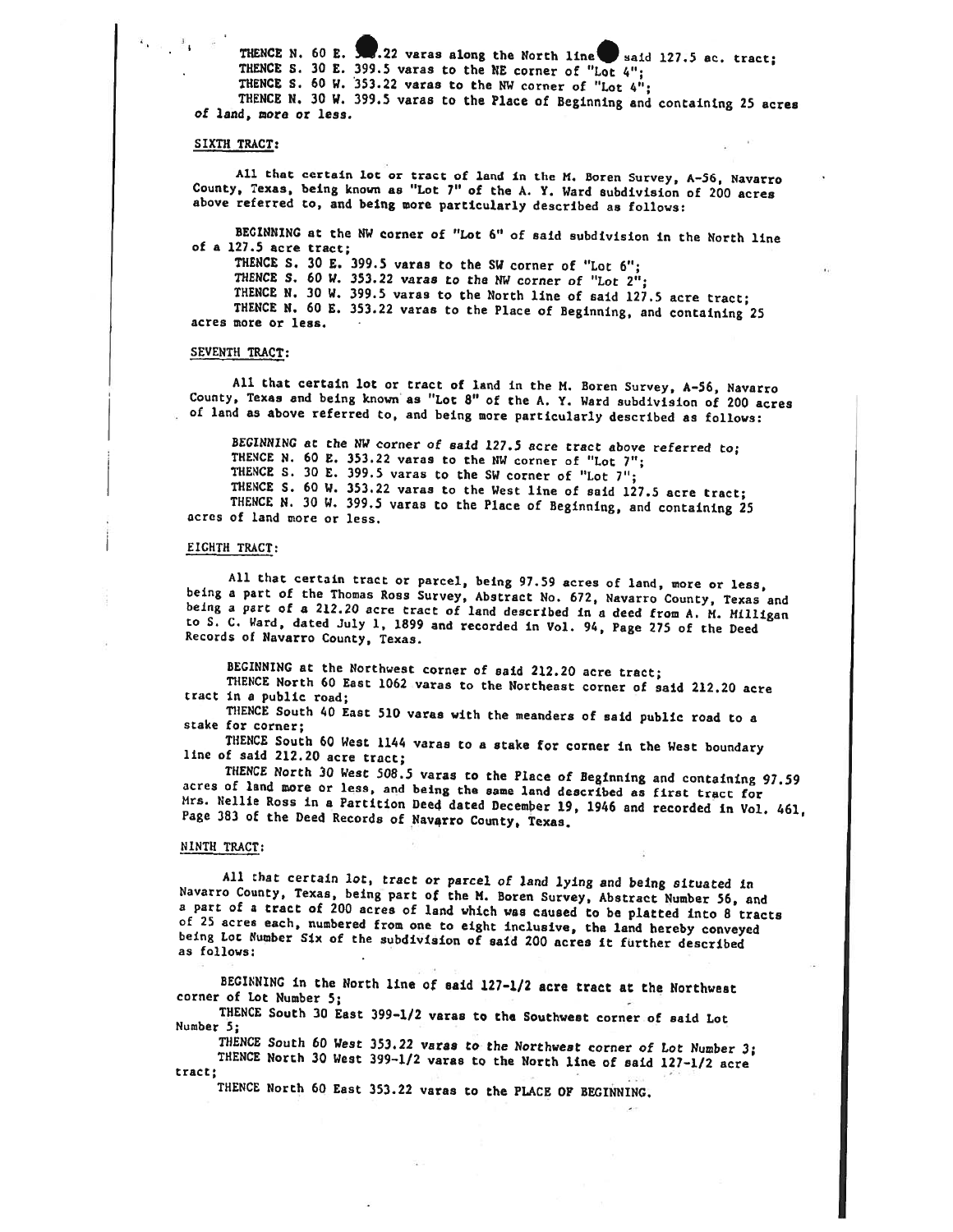THENCE N. 60 E. 353.22 varas along the North line of said 127.5 ac. tract;
THENCE S. 30 E. 399.5 varas to the NE corner of "Lot 4";
THENCE S. 60 W. 353.22 varas to the NW corner of "Lot 4";
THENCE N. 30 W. 399.5 varas to the Place of Beginning and containing 25 acres of land, more or less.

SIXTH TRACT:

All that certain lot or tract of land in the M. Boren Survey, A-56, Navarro County, Texas, being known as "Lot 7" of the A. Y. Ward subdivision of 200 acres above referred to, and being more particularly described as follows:

BEGINNING at the NW corner of "Lot 6" of said subdivision in the North line of a 127.5 acre tract;
THENCE S. 30 E. 399.5 varas to the SW corner of "Lot 6";
THENCE S. 60 W. 353.22 varas to the NW corner of "Lot 2";
THENCE N. 30 W. 399.5 varas to the North line of said 127.5 acre tract;
THENCE N. 60 E. 353.22 varas to the Place of Beginning, and containing 25 acres more or less.

SEVENTH TRACT:

All that certain lot or tract of land in the M. Boren Survey, A-56, Navarro County, Texas and being known as "Lot 8" of the A. Y. Ward subdivision of 200 acres of land as above referred to, and being more particularly described as follows:

BEGINNING at the NW corner of said 127.5 acre tract above referred to;
THENCE N. 60 E. 353.22 varas to the NW corner of "Lot 7";
THENCE S. 30 E. 399.5 varas to the SW corner of "Lot 7";
THENCE S. 60 W. 353.22 varas to the West line of said 127.5 acre tract;
THENCE N. 30 W. 399.5 varas to the Place of Beginning, and containing 25 acres of land more or less.

EIGHTH TRACT:

All that certain tract or parcel, being 97.59 acres of land, more or less, being a part of the Thomas Ross Survey, Abstract No. 672, Navarro County, Texas and being a part of a 212.20 acre tract of land described in a deed from A. M. Milligan to S. C. Ward, dated July 1, 1899 and recorded in Vol. 94, Page 275 of the Deed Records of Navarro County, Texas.

BEGINNING at the Northwest corner of said 212.20 acre tract;
THENCE North 60 East 1062 varas to the Northeast corner of said 212.20 acre tract in a public road;
THENCE South 40 East 510 varas with the meanders of said public road to a stake for corner;
THENCE South 60 West 1144 varas to a stake for corner in the West boundary line of said 212.20 acre tract;
THENCE North 30 West 508.5 varas to the Place of Beginning and containing 97.59 acres of land more or less, and being the same land described as first tract for Mrs. Nellie Ross in a Partition Deed dated December 19, 1946 and recorded in Vol. 461, Page 383 of the Deed Records of Navarro County, Texas.

NINTH TRACT:

All that certain lot, tract or parcel of land lying and being situated in Navarro County, Texas, being part of the M. Boren Survey, Abstract Number 56, and a part of a tract of 200 acres of land which was caused to be platted into 8 tracts of 25 acres each, numbered from one to eight inclusive, the land hereby conveyed being Lot Number Six of the subdivision of said 200 acres it further described as follows:

BEGINNING in the North line of said 127-1/2 acre tract at the Northwest corner of Lot Number 5;
THENCE South 30 East 399-1/2 varas to the Southwest corner of said Lot Number 5;
THENCE South 60 West 353.22 varas to the Northwest corner of Lot Number 3;
THENCE North 30 West 399-1/2 varas to the North line of said 127-1/2 acre tract;
THENCE North 60 East 353.22 varas to the PLACE OF BEGINNING.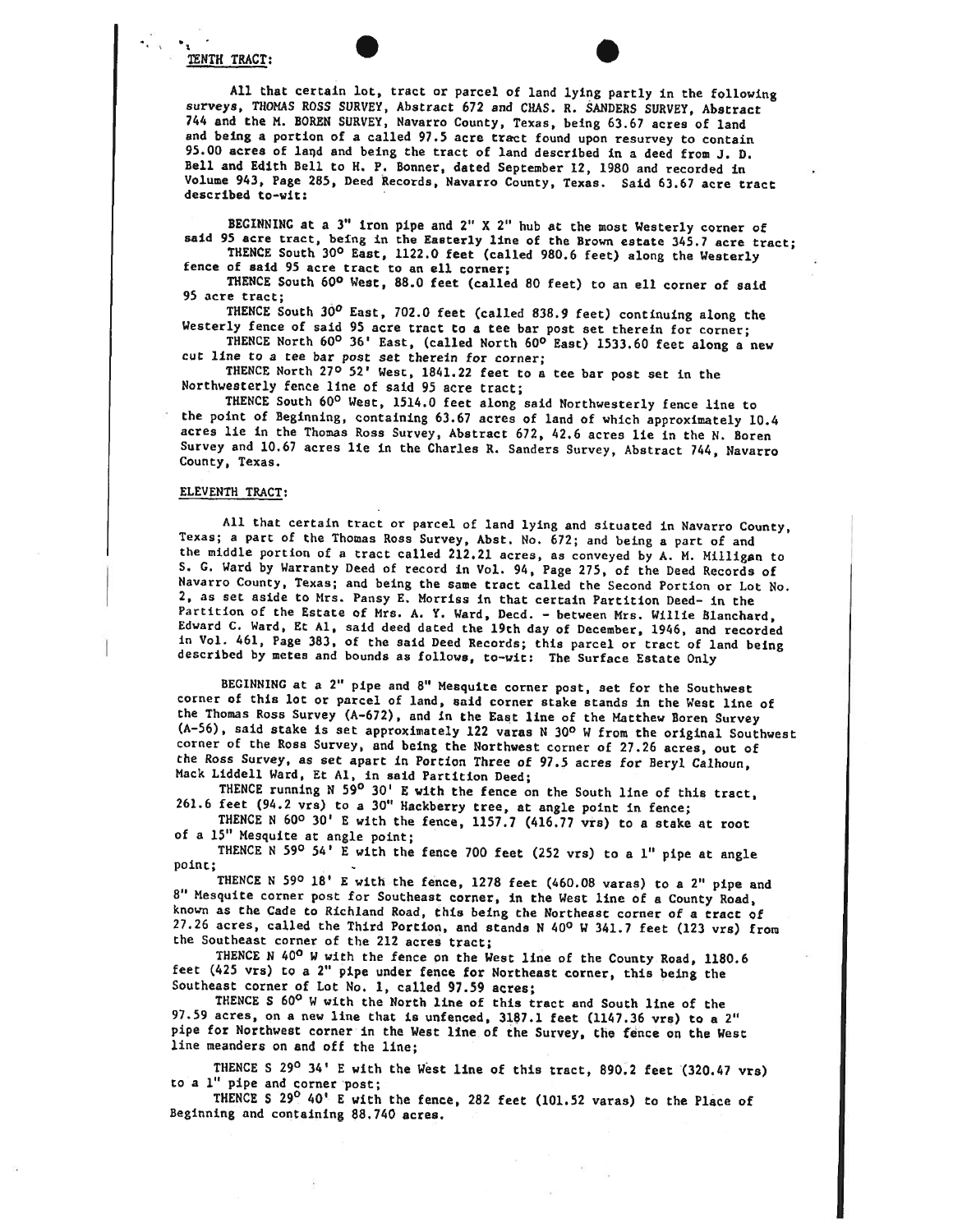TENTH TRACT:

All that certain lot, tract or parcel of land lying partly in the following surveys, THOMAS ROSS SURVEY, Abstract 672 and CHAS. R. SANDERS SURVEY, Abstract 744 and the M. BOREN SURVEY, Navarro County, Texas, being 63.67 acres of land and being a portion of a called 97.5 acre tract found upon resurvey to contain 95.00 acres of land and being the tract of land described in a deed from J. D. Bell and Edith Bell to H. P. Bonner, dated September 12, 1980 and recorded in Volume 943, Page 285, Deed Records, Navarro County, Texas. Said 63.67 acre tract described to-wit:

BEGINNING at a 3" iron pipe and 2" X 2" hub at the most Westerly corner of said 95 acre tract, being in the Easterly line of the Brown estate 345.7 acre tract;

THENCE South 30° East, 1122.0 feet (called 980.6 feet) along the Westerly fence of said 95 acre tract to an ell corner;

THENCE South 60° West, 88.0 feet (called 80 feet) to an ell corner of said 95 acre tract;

THENCE South 30° East, 702.0 feet (called 838.9 feet) continuing along the Westerly fence of said 95 acre tract to a tee bar post set therein for corner;

THENCE North 60° 36' East, (called North 60° East) 1533.60 feet along a new cut line to a tee bar post set therein for corner;

THENCE North 27° 52' West, 1841.22 feet to a tee bar post set in the Northwesterly fence line of said 95 acre tract;

THENCE South 60° West, 1514.0 feet along said Northwesterly fence line to the point of Beginning, containing 63.67 acres of land of which approximately 10.4 acres lie in the Thomas Ross Survey, Abstract 672, 42.6 acres lie in the N. Boren Survey and 10.67 acres lie in the Charles R. Sanders Survey, Abstract 744, Navarro County, Texas.

ELEVENTH TRACT:

All that certain tract or parcel of land lying and situated in Navarro County, Texas; a part of the Thomas Ross Survey, Abst. No. 672; and being a part of and the middle portion of a tract called 212.21 acres, as conveyed by A. M. Milligan to S. G. Ward by Warranty Deed of record in Vol. 94, Page 275, of the Deed Records of Navarro County, Texas; and being the same tract called the Second Portion or Lot No. 2, as set aside to Mrs. Pansy E. Morriss in that certain Partition Deed- in the Partition of the Estate of Mrs. A. Y. Ward, Decd. - between Mrs. Willie Blanchard, Edward C. Ward, Et Al, said deed dated the 19th day of December, 1946, and recorded in Vol. 461, Page 383, of the said Deed Records; this parcel or tract of land being described by metes and bounds as follows, to-wit: The Surface Estate Only

BEGINNING at a 2" pipe and 8" Mesquite corner post, set for the Southwest corner of this lot or parcel of land, said corner stake stands in the West line of the Thomas Ross Survey (A-672), and in the East line of the Matthew Boren Survey (A-56), said stake is set approximately 122 varas N 30° W from the original Southwest corner of the Ross Survey, and being the Northwest corner of 27.26 acres, out of the Ross Survey, as set apart in Portion Three of 97.5 acres for Beryl Calhoun, Mack Liddell Ward, Et Al, in said Partition Deed;

THENCE running N 59° 30' E with the fence on the South line of this tract, 261.6 feet (94.2 vrs) to a 30" Hackberry tree, at angle point in fence;

THENCE N 60° 30' E with the fence, 1157.7 (416.77 vrs) to a stake at root of a 15" Mesquite at angle point;

THENCE N 59° 54' E with the fence 700 feet (252 vrs) to a 1" pipe at angle point;

THENCE N 59° 18' E with the fence, 1278 feet (460.08 varas) to a 2" pipe and 8" Mesquite corner post for Southeast corner, in the West line of a County Road, known as the Cade to Richland Road, this being the Northeast corner of a tract of 27.26 acres, called the Third Portion, and stands N 40° W 341.7 feet (123 vrs) from the Southeast corner of the 212 acres tract;

THENCE N 40° W with the fence on the West line of the County Road, 1180.6 feet (425 vrs) to a 2" pipe under fence for Northeast corner, this being the Southeast corner of Lot No. 1, called 97.59 acres;

THENCE S 60° W with the North line of this tract and South line of the 97.59 acres, on a new line that is unfenced, 3187.1 feet (1147.36 vrs) to a 2" pipe for Northwest corner in the West line of the Survey, the fence on the West line meanders on and off the line;

THENCE S 29° 34' E with the West line of this tract, 890.2 feet (320.47 vrs) to a 1" pipe and corner post;

THENCE S 29° 40' E with the fence, 282 feet (101.52 varas) to the Place of Beginning and containing 88.740 acres.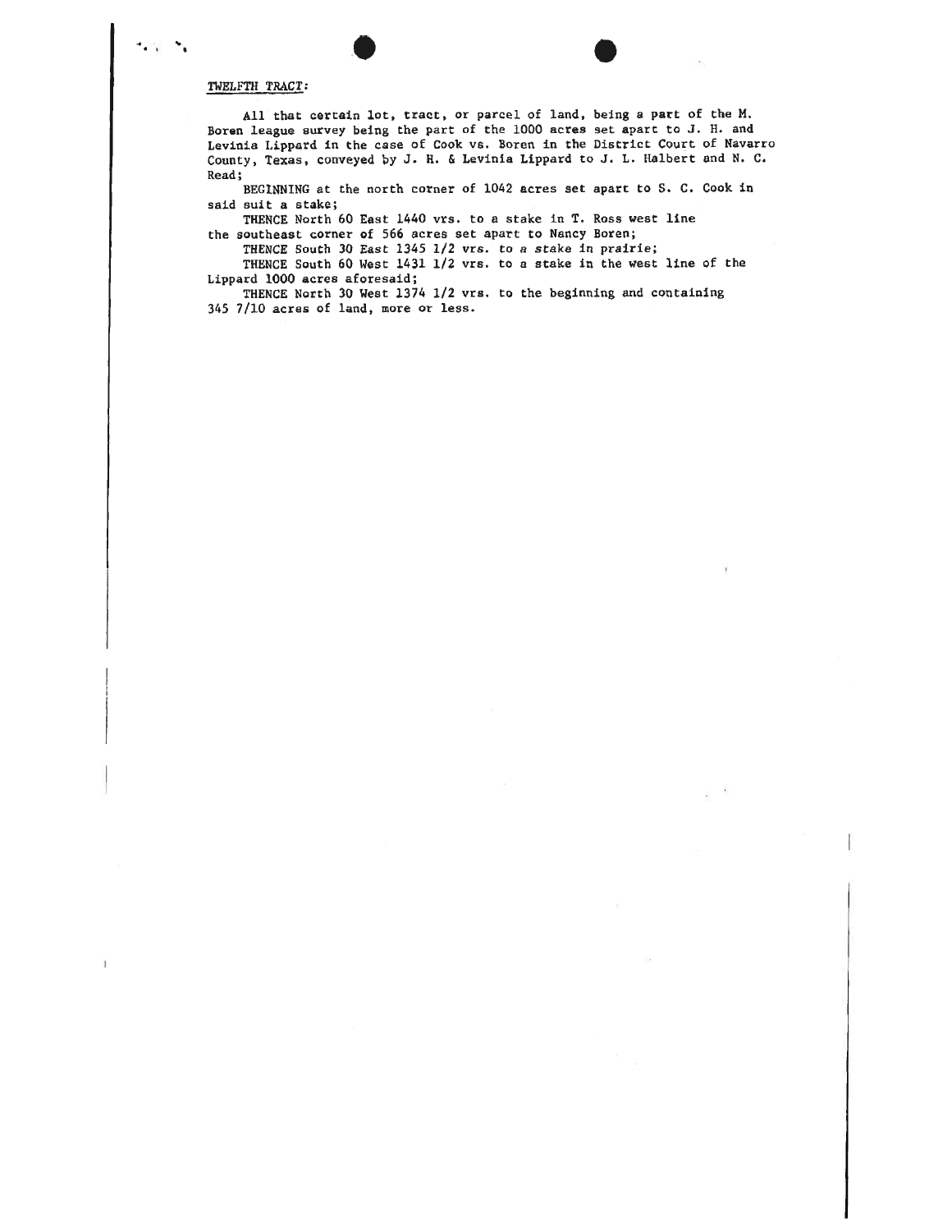TWELFTH TRACT:

All that certain lot, tract, or parcel of land, being a part of the M. Boren league survey being the part of the 1000 acres set apart to J. H. and Levinia Lippard in the case of Cook vs. Boren in the District Court of Navarro County, Texas, conveyed by J. H. & Levinia Lippard to J. L. Halbert and N. C. Read;

BEGINNING at the north corner of 1042 acres set apart to S. C. Cook in said suit a stake;

THENCE North 60 East 1440 vrs. to a stake in T. Ross west line the southeast corner of 566 acres set apart to Nancy Boren;

THENCE South 30 East 1345 1/2 vrs. to a stake in prairie;

THENCE South 60 West 1431 1/2 vrs. to a stake in the west line of the Lippard 1000 acres aforesaid;

THENCE North 30 West 1374 1/2 vrs. to the beginning and containing 345 7/10 acres of land, more or less.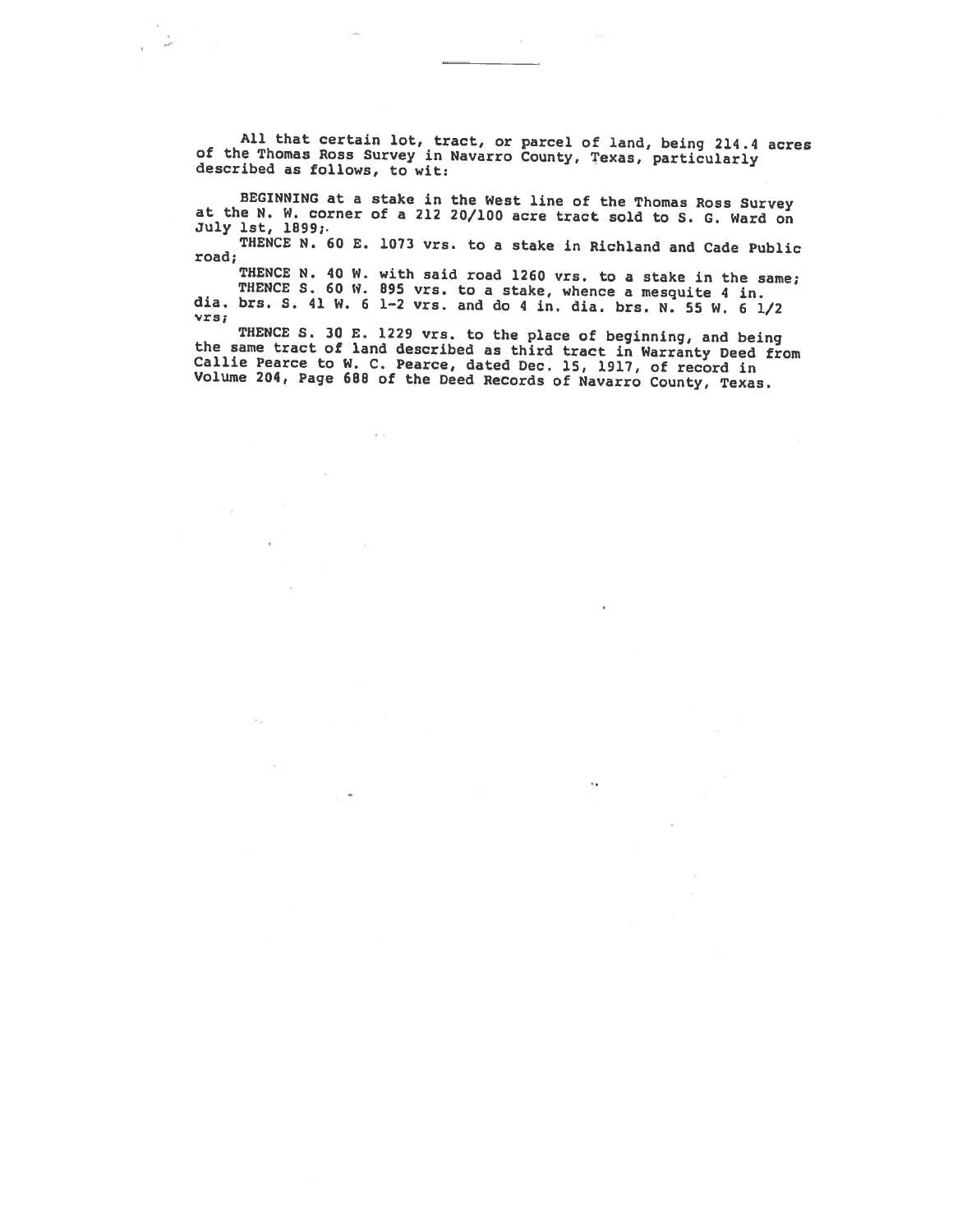All that certain lot, tract, or parcel of land, being 214.4 acres of the Thomas Ross Survey in Navarro County, Texas, particularly described as follows, to wit:

BEGINNING at a stake in the West line of the Thomas Ross Survey at the N. W. corner of a 212 20/100 acre tract sold to S. G. Ward on July 1st, 1899;.

THENCE N. 60 E. 1073 vrs. to a stake in Richland and Cade Public road;

THENCE N. 40 W. with said road 1260 vrs. to a stake in the same;

THENCE S. 60 W. 895 vrs. to a stake, whence a mesquite 4 in. dia. brs. S. 41 W. 6 1-2 vrs. and do 4 in. dia. brs. N. 55 W. 6 1/2 vrs;

THENCE S. 30 E. 1229 vrs. to the place of beginning, and being the same tract of land described as third tract in Warranty Deed from Callie Pearce to W. C. Pearce, dated Dec. 15, 1917, of record in Volume 204, Page 688 of the Deed Records of Navarro County, Texas.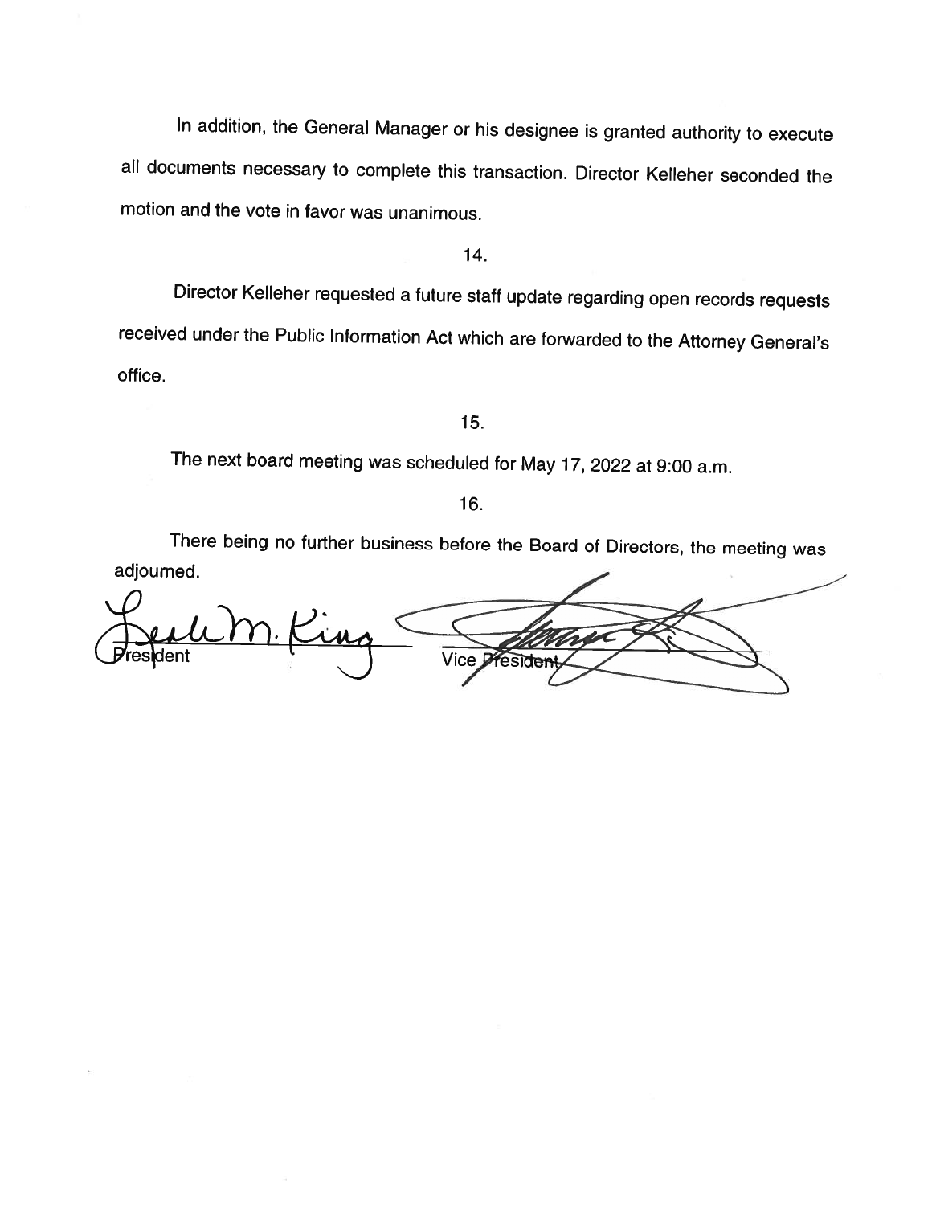In addition, the General Manager or his designee is granted authority to execute all documents necessary to complete this transaction. Director Kelleher seconded the motion and the vote in favor was unanimous.

14.

Director Kelleher requested a future staff update regarding open records requests received under the Public Information Act which are forwarded to the Attorney General's office.

15.

The next board meeting was scheduled for May 17, 2022 at 9:00 a.m.

16.

There being no further business before the Board of Directors, the meeting was adjourned.

President

Vice President